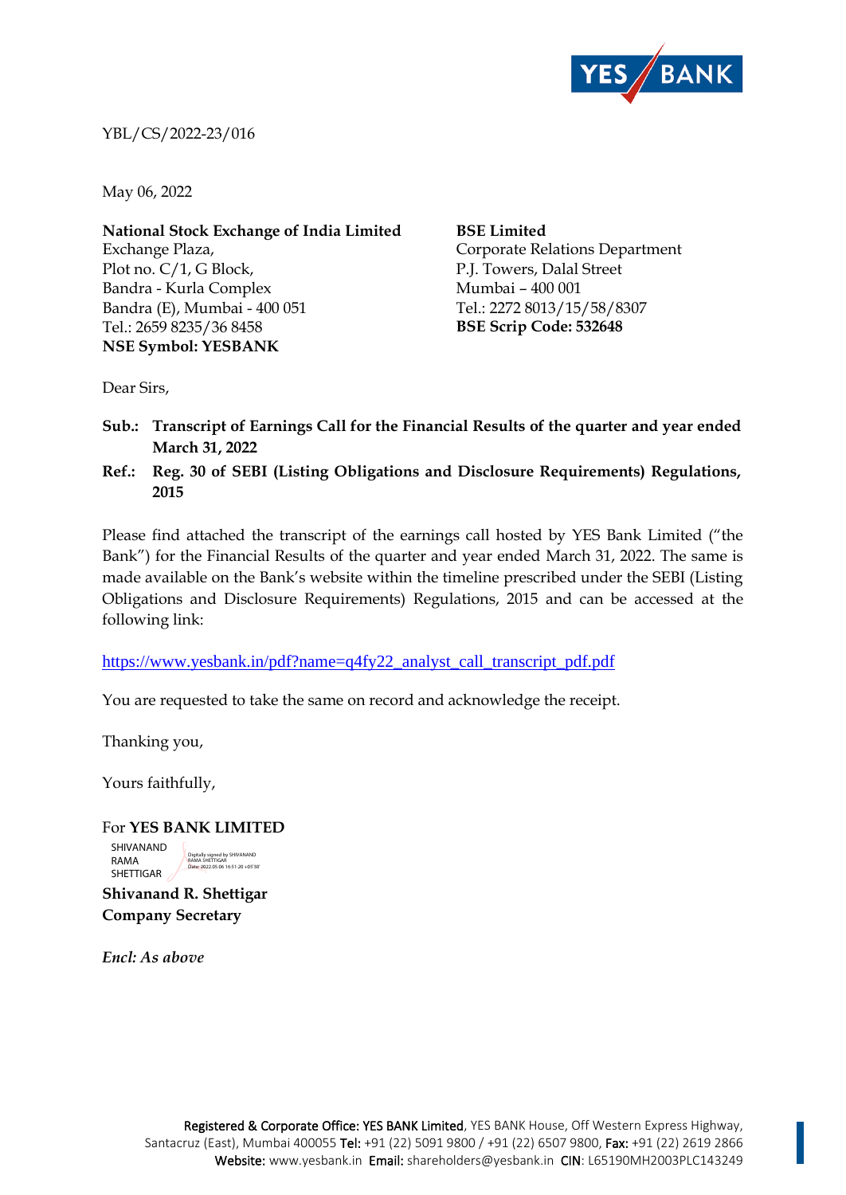YBL/CS/2022-23/016

May 06, 2022

**National Stock Exchange of India Limited**
Exchange Plaza,
Plot no. C/1, G Block,
Bandra - Kurla Complex
Bandra (E), Mumbai - 400 051
Tel.: 2659 8235/36 8458
**NSE Symbol: YESBANK**

**BSE Limited**
Corporate Relations Department
P.J. Towers, Dalal Street
Mumbai – 400 001
Tel.: 2272 8013/15/58/8307
**BSE Scrip Code: 532648**

Dear Sirs,

**Sub.: Transcript of Earnings Call for the Financial Results of the quarter and year ended March 31, 2022**

**Ref.: Reg. 30 of SEBI (Listing Obligations and Disclosure Requirements) Regulations, 2015**

Please find attached the transcript of the earnings call hosted by YES Bank Limited ("the Bank") for the Financial Results of the quarter and year ended March 31, 2022. The same is made available on the Bank's website within the timeline prescribed under the SEBI (Listing Obligations and Disclosure Requirements) Regulations, 2015 and can be accessed at the following link:

https://www.yesbank.in/pdf?name=q4fy22_analyst_call_transcript_pdf.pdf

You are requested to take the same on record and acknowledge the receipt.

Thanking you,

Yours faithfully,

For **YES BANK LIMITED**

SHIVANAND RAMA SHETTIGAR
Digitally signed by SHIVANAND RAMA SHETTIGAR
Date: 2022.05.06 16:51:20 +05'30'

**Shivanand R. Shettigar**
**Company Secretary**

***Encl: As above***

**Registered & Corporate Office: YES BANK Limited**, YES BANK House, Off Western Express Highway, Santacruz (East), Mumbai 400055 **Tel:** +91 (22) 5091 9800 / +91 (22) 6507 9800, **Fax:** +91 (22) 2619 2866
**Website:** www.yesbank.in **Email:** shareholders@yesbank.in **CIN**: L65190MH2003PLC143249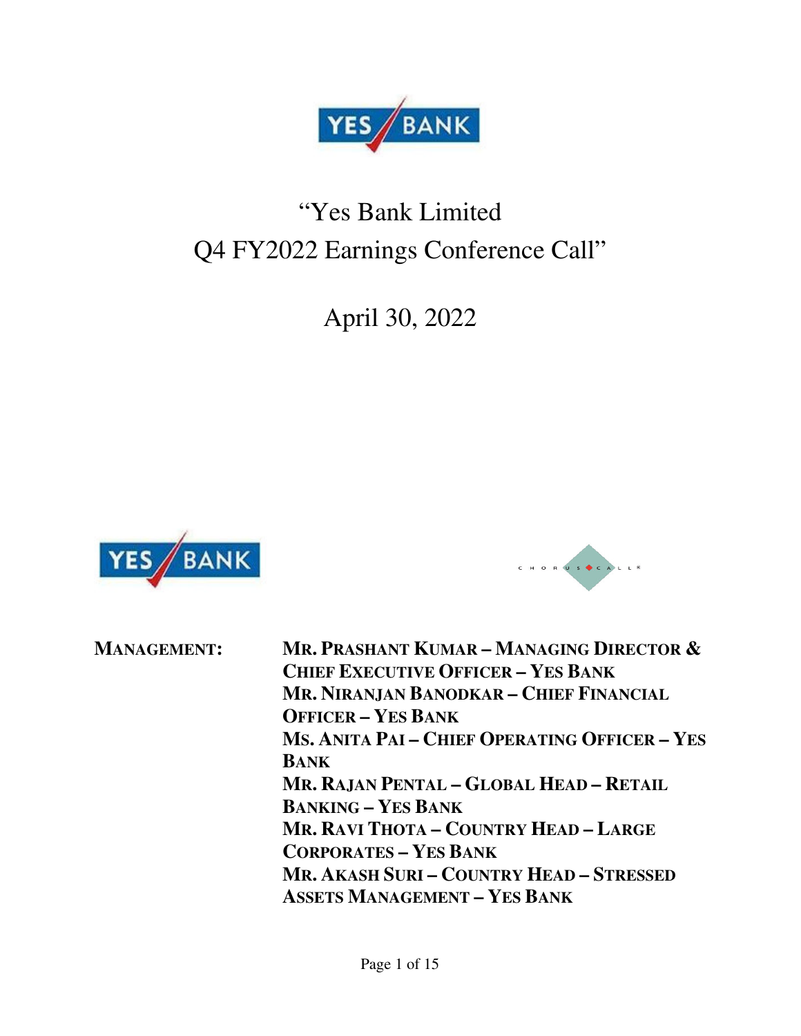# "Yes Bank Limited
# Q4 FY2022 Earnings Conference Call"

## April 30, 2022

**MANAGEMENT:**

**MR. PRASHANT KUMAR – MANAGING DIRECTOR & CHIEF EXECUTIVE OFFICER – YES BANK**

**MR. NIRANJAN BANODKAR – CHIEF FINANCIAL OFFICER – YES BANK**

**MS. ANITA PAI – CHIEF OPERATING OFFICER – YES BANK**

**MR. RAJAN PENTAL – GLOBAL HEAD – RETAIL BANKING – YES BANK**

**MR. RAVI THOTA – COUNTRY HEAD – LARGE CORPORATES – YES BANK**

**MR. AKASH SURI – COUNTRY HEAD – STRESSED ASSETS MANAGEMENT – YES BANK**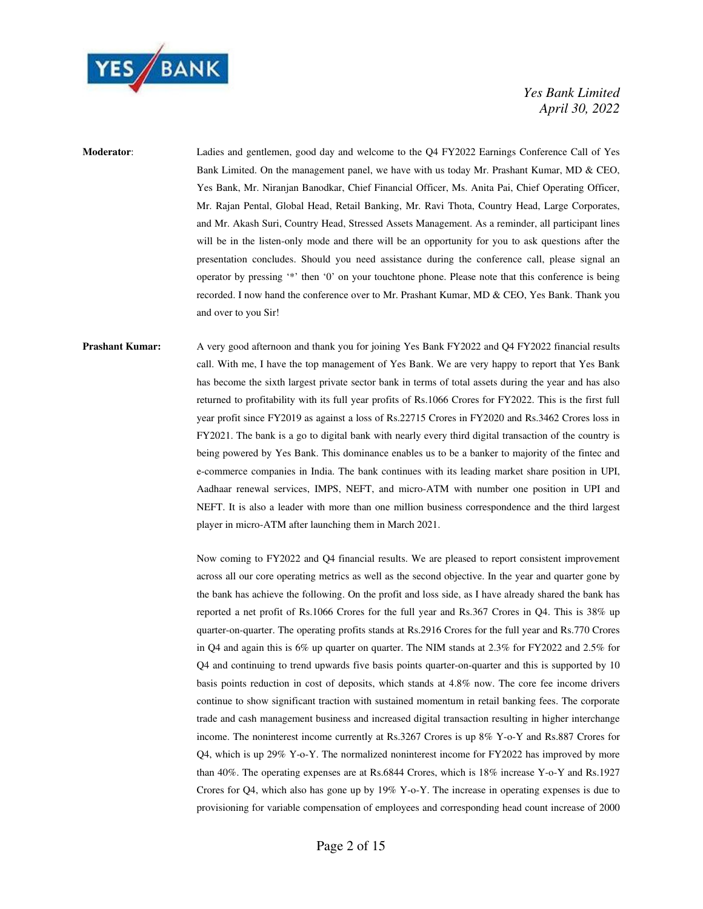**Moderator**: Ladies and gentlemen, good day and welcome to the Q4 FY2022 Earnings Conference Call of Yes Bank Limited. On the management panel, we have with us today Mr. Prashant Kumar, MD & CEO, Yes Bank, Mr. Niranjan Banodkar, Chief Financial Officer, Ms. Anita Pai, Chief Operating Officer, Mr. Rajan Pental, Global Head, Retail Banking, Mr. Ravi Thota, Country Head, Large Corporates, and Mr. Akash Suri, Country Head, Stressed Assets Management. As a reminder, all participant lines will be in the listen-only mode and there will be an opportunity for you to ask questions after the presentation concludes. Should you need assistance during the conference call, please signal an operator by pressing '*' then '0' on your touchtone phone. Please note that this conference is being recorded. I now hand the conference over to Mr. Prashant Kumar, MD & CEO, Yes Bank. Thank you and over to you Sir!

**Prashant Kumar:** A very good afternoon and thank you for joining Yes Bank FY2022 and Q4 FY2022 financial results call. With me, I have the top management of Yes Bank. We are very happy to report that Yes Bank has become the sixth largest private sector bank in terms of total assets during the year and has also returned to profitability with its full year profits of Rs.1066 Crores for FY2022. This is the first full year profit since FY2019 as against a loss of Rs.22715 Crores in FY2020 and Rs.3462 Crores loss in FY2021. The bank is a go to digital bank with nearly every third digital transaction of the country is being powered by Yes Bank. This dominance enables us to be a banker to majority of the fintec and e-commerce companies in India. The bank continues with its leading market share position in UPI, Aadhaar renewal services, IMPS, NEFT, and micro-ATM with number one position in UPI and NEFT. It is also a leader with more than one million business correspondence and the third largest player in micro-ATM after launching them in March 2021.

Now coming to FY2022 and Q4 financial results. We are pleased to report consistent improvement across all our core operating metrics as well as the second objective. In the year and quarter gone by the bank has achieve the following. On the profit and loss side, as I have already shared the bank has reported a net profit of Rs.1066 Crores for the full year and Rs.367 Crores in Q4. This is 38% up quarter-on-quarter. The operating profits stands at Rs.2916 Crores for the full year and Rs.770 Crores in Q4 and again this is 6% up quarter on quarter. The NIM stands at 2.3% for FY2022 and 2.5% for Q4 and continuing to trend upwards five basis points quarter-on-quarter and this is supported by 10 basis points reduction in cost of deposits, which stands at 4.8% now. The core fee income drivers continue to show significant traction with sustained momentum in retail banking fees. The corporate trade and cash management business and increased digital transaction resulting in higher interchange income. The noninterest income currently at Rs.3267 Crores is up 8% Y-o-Y and Rs.887 Crores for Q4, which is up 29% Y-o-Y. The normalized noninterest income for FY2022 has improved by more than 40%. The operating expenses are at Rs.6844 Crores, which is 18% increase Y-o-Y and Rs.1927 Crores for Q4, which also has gone up by 19% Y-o-Y. The increase in operating expenses is due to provisioning for variable compensation of employees and corresponding head count increase of 2000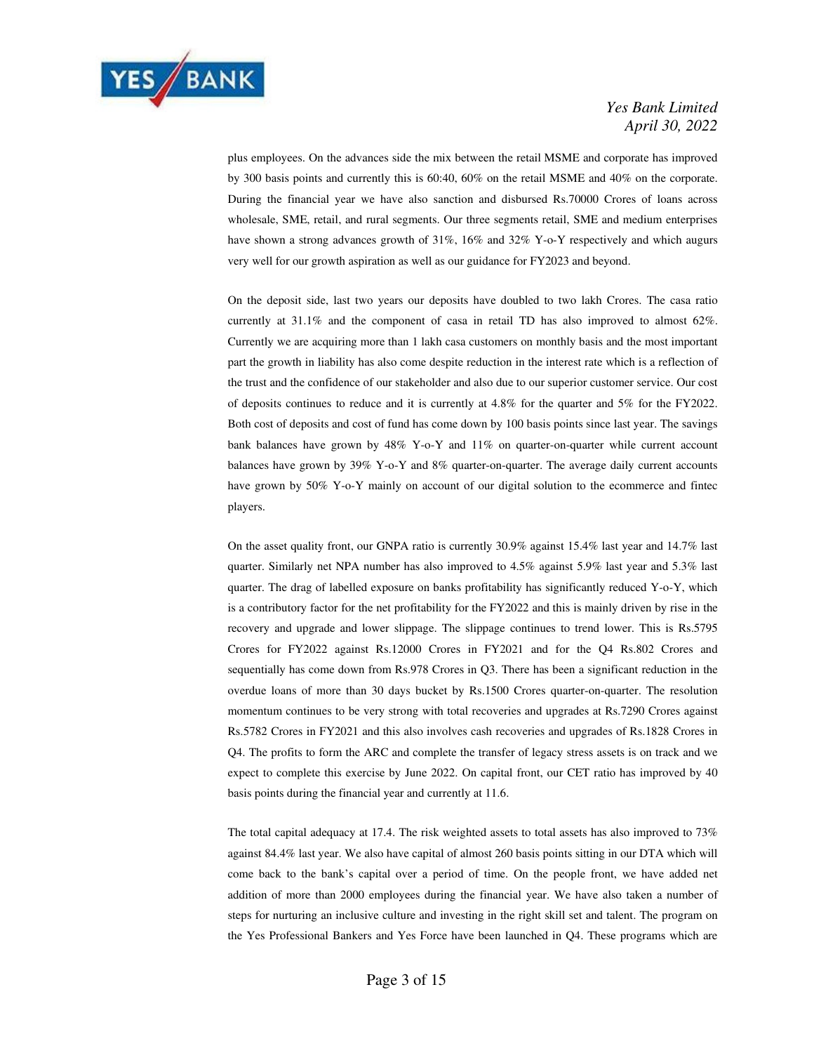plus employees. On the advances side the mix between the retail MSME and corporate has improved by 300 basis points and currently this is 60:40, 60% on the retail MSME and 40% on the corporate. During the financial year we have also sanction and disbursed Rs.70000 Crores of loans across wholesale, SME, retail, and rural segments. Our three segments retail, SME and medium enterprises have shown a strong advances growth of 31%, 16% and 32% Y-o-Y respectively and which augurs very well for our growth aspiration as well as our guidance for FY2023 and beyond.

On the deposit side, last two years our deposits have doubled to two lakh Crores. The casa ratio currently at 31.1% and the component of casa in retail TD has also improved to almost 62%. Currently we are acquiring more than 1 lakh casa customers on monthly basis and the most important part the growth in liability has also come despite reduction in the interest rate which is a reflection of the trust and the confidence of our stakeholder and also due to our superior customer service. Our cost of deposits continues to reduce and it is currently at 4.8% for the quarter and 5% for the FY2022. Both cost of deposits and cost of fund has come down by 100 basis points since last year. The savings bank balances have grown by 48% Y-o-Y and 11% on quarter-on-quarter while current account balances have grown by 39% Y-o-Y and 8% quarter-on-quarter. The average daily current accounts have grown by 50% Y-o-Y mainly on account of our digital solution to the ecommerce and fintec players.

On the asset quality front, our GNPA ratio is currently 30.9% against 15.4% last year and 14.7% last quarter. Similarly net NPA number has also improved to 4.5% against 5.9% last year and 5.3% last quarter. The drag of labelled exposure on banks profitability has significantly reduced Y-o-Y, which is a contributory factor for the net profitability for the FY2022 and this is mainly driven by rise in the recovery and upgrade and lower slippage. The slippage continues to trend lower. This is Rs.5795 Crores for FY2022 against Rs.12000 Crores in FY2021 and for the Q4 Rs.802 Crores and sequentially has come down from Rs.978 Crores in Q3. There has been a significant reduction in the overdue loans of more than 30 days bucket by Rs.1500 Crores quarter-on-quarter. The resolution momentum continues to be very strong with total recoveries and upgrades at Rs.7290 Crores against Rs.5782 Crores in FY2021 and this also involves cash recoveries and upgrades of Rs.1828 Crores in Q4. The profits to form the ARC and complete the transfer of legacy stress assets is on track and we expect to complete this exercise by June 2022. On capital front, our CET ratio has improved by 40 basis points during the financial year and currently at 11.6.

The total capital adequacy at 17.4. The risk weighted assets to total assets has also improved to 73% against 84.4% last year. We also have capital of almost 260 basis points sitting in our DTA which will come back to the bank's capital over a period of time. On the people front, we have added net addition of more than 2000 employees during the financial year. We have also taken a number of steps for nurturing an inclusive culture and investing in the right skill set and talent. The program on the Yes Professional Bankers and Yes Force have been launched in Q4. These programs which are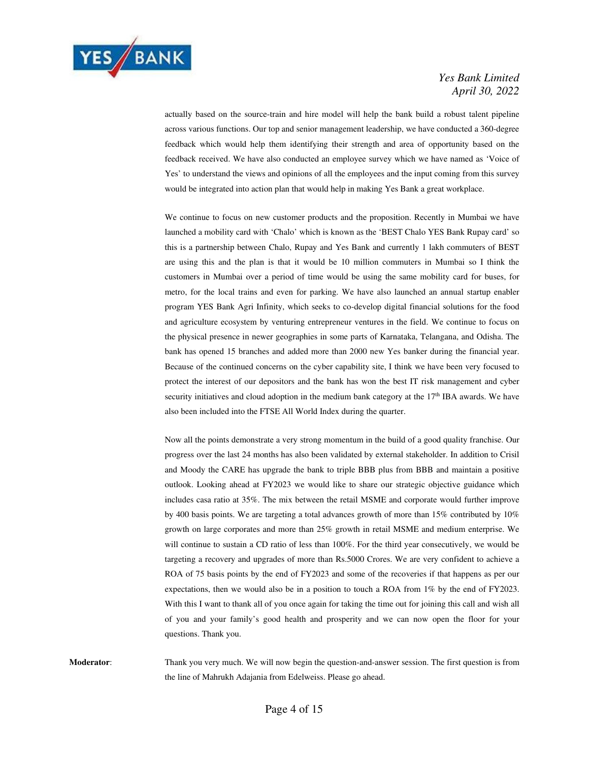actually based on the source-train and hire model will help the bank build a robust talent pipeline across various functions. Our top and senior management leadership, we have conducted a 360-degree feedback which would help them identifying their strength and area of opportunity based on the feedback received. We have also conducted an employee survey which we have named as 'Voice of Yes' to understand the views and opinions of all the employees and the input coming from this survey would be integrated into action plan that would help in making Yes Bank a great workplace.

We continue to focus on new customer products and the proposition. Recently in Mumbai we have launched a mobility card with 'Chalo' which is known as the 'BEST Chalo YES Bank Rupay card' so this is a partnership between Chalo, Rupay and Yes Bank and currently 1 lakh commuters of BEST are using this and the plan is that it would be 10 million commuters in Mumbai so I think the customers in Mumbai over a period of time would be using the same mobility card for buses, for metro, for the local trains and even for parking. We have also launched an annual startup enabler program YES Bank Agri Infinity, which seeks to co-develop digital financial solutions for the food and agriculture ecosystem by venturing entrepreneur ventures in the field. We continue to focus on the physical presence in newer geographies in some parts of Karnataka, Telangana, and Odisha. The bank has opened 15 branches and added more than 2000 new Yes banker during the financial year. Because of the continued concerns on the cyber capability site, I think we have been very focused to protect the interest of our depositors and the bank has won the best IT risk management and cyber security initiatives and cloud adoption in the medium bank category at the 17th IBA awards. We have also been included into the FTSE All World Index during the quarter.

Now all the points demonstrate a very strong momentum in the build of a good quality franchise. Our progress over the last 24 months has also been validated by external stakeholder. In addition to Crisil and Moody the CARE has upgrade the bank to triple BBB plus from BBB and maintain a positive outlook. Looking ahead at FY2023 we would like to share our strategic objective guidance which includes casa ratio at 35%. The mix between the retail MSME and corporate would further improve by 400 basis points. We are targeting a total advances growth of more than 15% contributed by 10% growth on large corporates and more than 25% growth in retail MSME and medium enterprise. We will continue to sustain a CD ratio of less than 100%. For the third year consecutively, we would be targeting a recovery and upgrades of more than Rs.5000 Crores. We are very confident to achieve a ROA of 75 basis points by the end of FY2023 and some of the recoveries if that happens as per our expectations, then we would also be in a position to touch a ROA from 1% by the end of FY2023. With this I want to thank all of you once again for taking the time out for joining this call and wish all of you and your family's good health and prosperity and we can now open the floor for your questions. Thank you.

**Moderator**: Thank you very much. We will now begin the question-and-answer session. The first question is from the line of Mahrukh Adajania from Edelweiss. Please go ahead.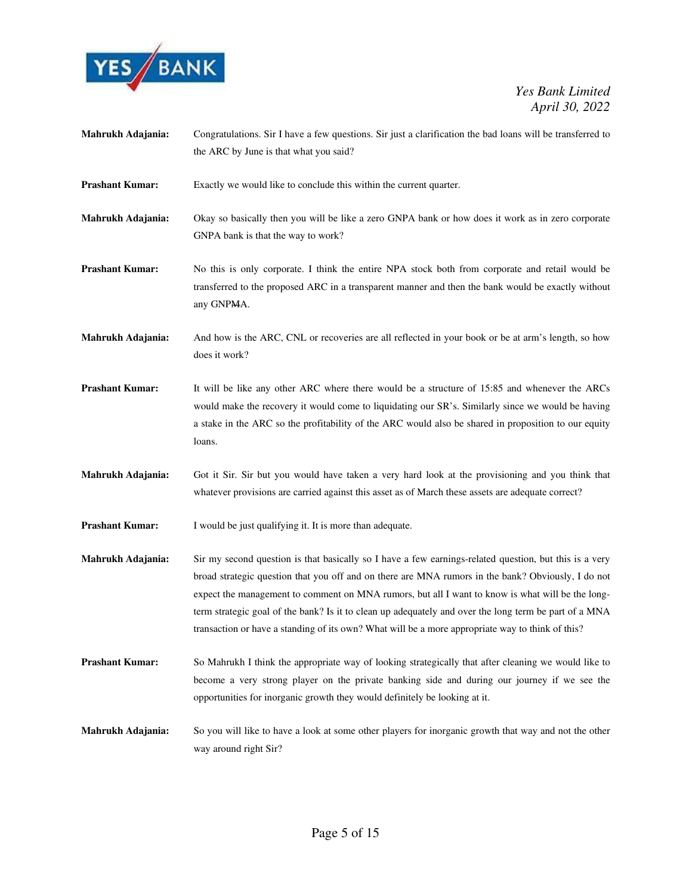**Mahrukh Adajania:** Congratulations. Sir I have a few questions. Sir just a clarification the bad loans will be transferred to the ARC by June is that what you said?

**Prashant Kumar:** Exactly we would like to conclude this within the current quarter.

**Mahrukh Adajania:** Okay so basically then you will be like a zero GNPA bank or how does it work as in zero corporate GNPA bank is that the way to work?

**Prashant Kumar:** No this is only corporate. I think the entire NPA stock both from corporate and retail would be transferred to the proposed ARC in a transparent manner and then the bank would be exactly without any GNPMA.

**Mahrukh Adajania:** And how is the ARC, CNL or recoveries are all reflected in your book or be at arm's length, so how does it work?

**Prashant Kumar:** It will be like any other ARC where there would be a structure of 15:85 and whenever the ARCs would make the recovery it would come to liquidating our SR's. Similarly since we would be having a stake in the ARC so the profitability of the ARC would also be shared in proposition to our equity loans.

**Mahrukh Adajania:** Got it Sir. Sir but you would have taken a very hard look at the provisioning and you think that whatever provisions are carried against this asset as of March these assets are adequate correct?

**Prashant Kumar:** I would be just qualifying it. It is more than adequate.

**Mahrukh Adajania:** Sir my second question is that basically so I have a few earnings-related question, but this is a very broad strategic question that you off and on there are MNA rumors in the bank? Obviously, I do not expect the management to comment on MNA rumors, but all I want to know is what will be the long-term strategic goal of the bank? Is it to clean up adequately and over the long term be part of a MNA transaction or have a standing of its own? What will be a more appropriate way to think of this?

**Prashant Kumar:** So Mahrukh I think the appropriate way of looking strategically that after cleaning we would like to become a very strong player on the private banking side and during our journey if we see the opportunities for inorganic growth they would definitely be looking at it.

**Mahrukh Adajania:** So you will like to have a look at some other players for inorganic growth that way and not the other way around right Sir?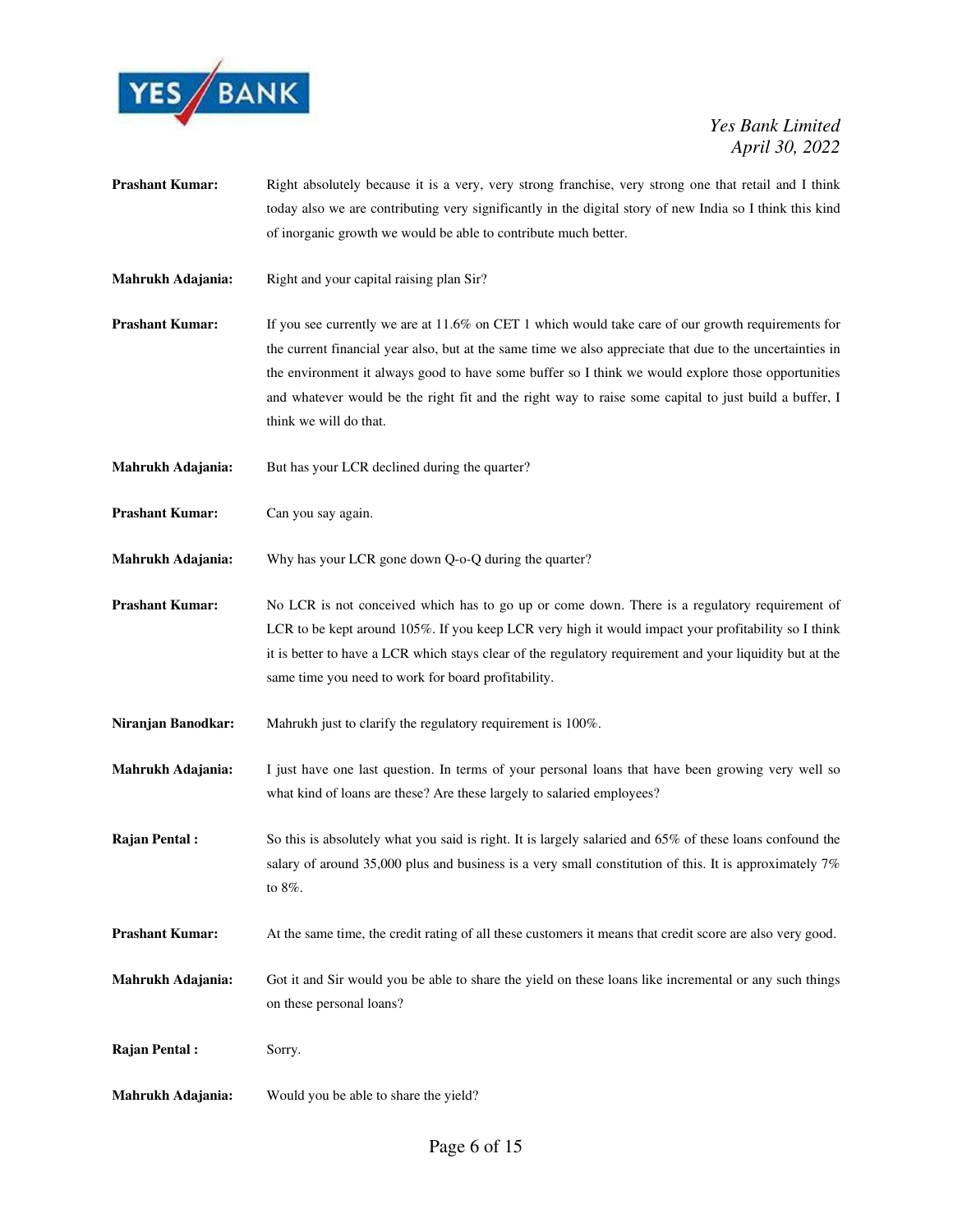**Prashant Kumar:** Right absolutely because it is a very, very strong franchise, very strong one that retail and I think today also we are contributing very significantly in the digital story of new India so I think this kind of inorganic growth we would be able to contribute much better.

**Mahrukh Adajania:** Right and your capital raising plan Sir?

**Prashant Kumar:** If you see currently we are at 11.6% on CET 1 which would take care of our growth requirements for the current financial year also, but at the same time we also appreciate that due to the uncertainties in the environment it always good to have some buffer so I think we would explore those opportunities and whatever would be the right fit and the right way to raise some capital to just build a buffer, I think we will do that.

**Mahrukh Adajania:** But has your LCR declined during the quarter?

**Prashant Kumar:** Can you say again.

**Mahrukh Adajania:** Why has your LCR gone down Q-o-Q during the quarter?

**Prashant Kumar:** No LCR is not conceived which has to go up or come down. There is a regulatory requirement of LCR to be kept around 105%. If you keep LCR very high it would impact your profitability so I think it is better to have a LCR which stays clear of the regulatory requirement and your liquidity but at the same time you need to work for board profitability.

**Niranjan Banodkar:** Mahrukh just to clarify the regulatory requirement is 100%.

**Mahrukh Adajania:** I just have one last question. In terms of your personal loans that have been growing very well so what kind of loans are these? Are these largely to salaried employees?

**Rajan Pental :** So this is absolutely what you said is right. It is largely salaried and 65% of these loans confound the salary of around 35,000 plus and business is a very small constitution of this. It is approximately 7% to 8%.

**Prashant Kumar:** At the same time, the credit rating of all these customers it means that credit score are also very good.

**Mahrukh Adajania:** Got it and Sir would you be able to share the yield on these loans like incremental or any such things on these personal loans?

**Rajan Pental :** Sorry.

**Mahrukh Adajania:** Would you be able to share the yield?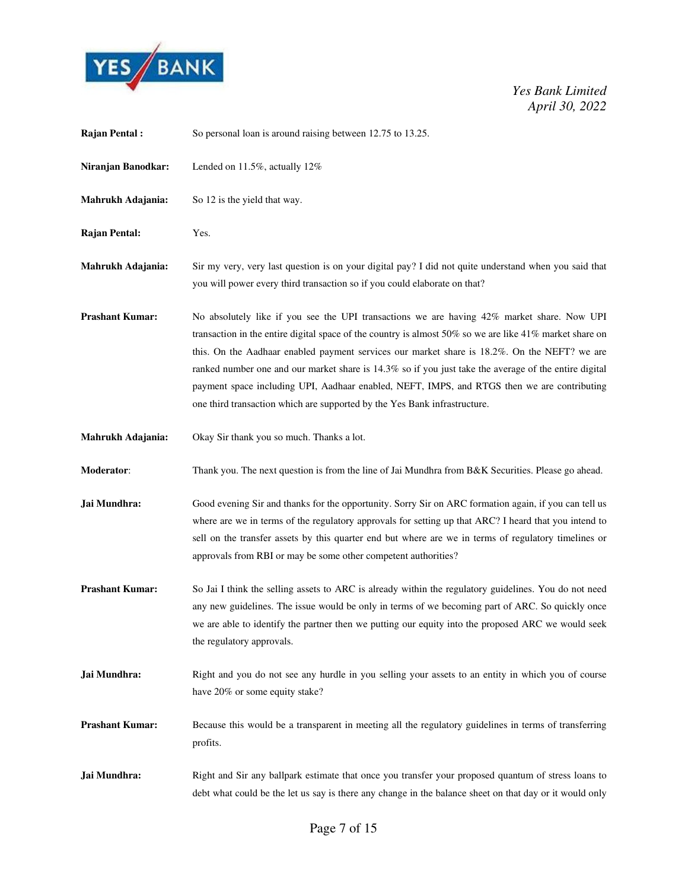**Rajan Pental :** So personal loan is around raising between 12.75 to 13.25.

**Niranjan Banodkar:** Lended on 11.5%, actually 12%

**Mahrukh Adajania:** So 12 is the yield that way.

**Rajan Pental:** Yes.

**Mahrukh Adajania:** Sir my very, very last question is on your digital pay? I did not quite understand when you said that you will power every third transaction so if you could elaborate on that?

**Prashant Kumar:** No absolutely like if you see the UPI transactions we are having 42% market share. Now UPI transaction in the entire digital space of the country is almost 50% so we are like 41% market share on this. On the Aadhaar enabled payment services our market share is 18.2%. On the NEFT? we are ranked number one and our market share is 14.3% so if you just take the average of the entire digital payment space including UPI, Aadhaar enabled, NEFT, IMPS, and RTGS then we are contributing one third transaction which are supported by the Yes Bank infrastructure.

**Mahrukh Adajania:** Okay Sir thank you so much. Thanks a lot.

**Moderator:** Thank you. The next question is from the line of Jai Mundhra from B&K Securities. Please go ahead.

**Jai Mundhra:** Good evening Sir and thanks for the opportunity. Sorry Sir on ARC formation again, if you can tell us where are we in terms of the regulatory approvals for setting up that ARC? I heard that you intend to sell on the transfer assets by this quarter end but where are we in terms of regulatory timelines or approvals from RBI or may be some other competent authorities?

**Prashant Kumar:** So Jai I think the selling assets to ARC is already within the regulatory guidelines. You do not need any new guidelines. The issue would be only in terms of we becoming part of ARC. So quickly once we are able to identify the partner then we putting our equity into the proposed ARC we would seek the regulatory approvals.

**Jai Mundhra:** Right and you do not see any hurdle in you selling your assets to an entity in which you of course have 20% or some equity stake?

**Prashant Kumar:** Because this would be a transparent in meeting all the regulatory guidelines in terms of transferring profits.

**Jai Mundhra:** Right and Sir any ballpark estimate that once you transfer your proposed quantum of stress loans to debt what could be the let us say is there any change in the balance sheet on that day or it would only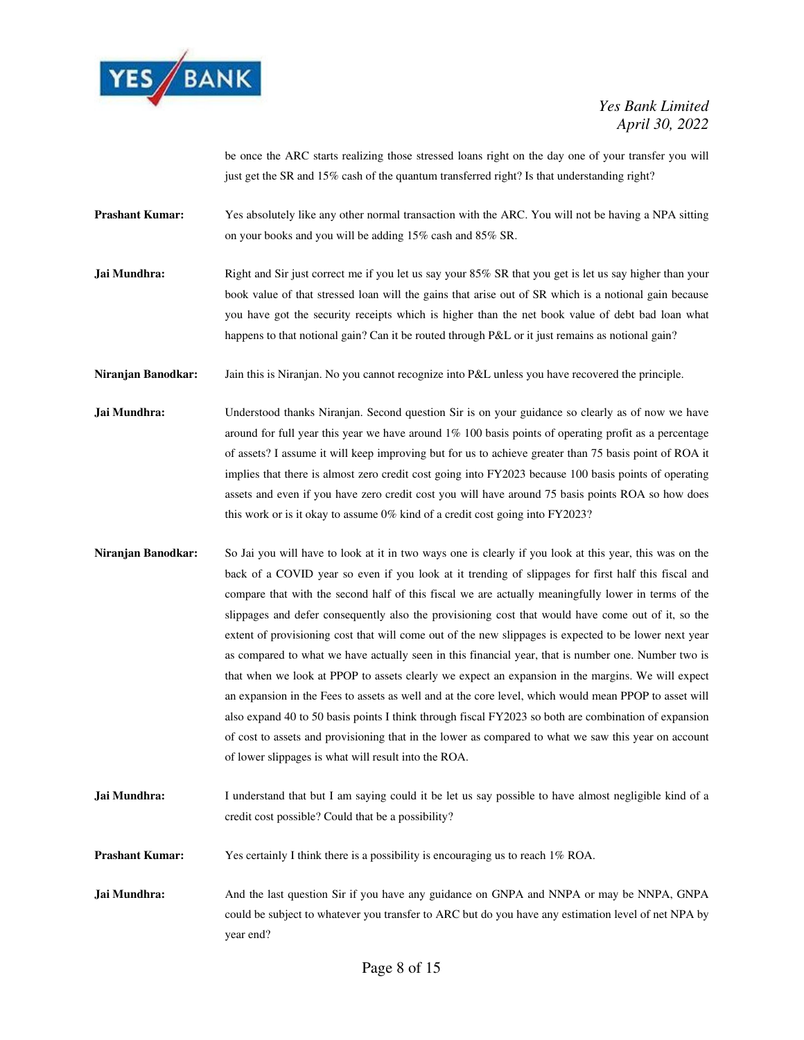be once the ARC starts realizing those stressed loans right on the day one of your transfer you will just get the SR and 15% cash of the quantum transferred right? Is that understanding right?

**Prashant Kumar:** Yes absolutely like any other normal transaction with the ARC. You will not be having a NPA sitting on your books and you will be adding 15% cash and 85% SR.

**Jai Mundhra:** Right and Sir just correct me if you let us say your 85% SR that you get is let us say higher than your book value of that stressed loan will the gains that arise out of SR which is a notional gain because you have got the security receipts which is higher than the net book value of debt bad loan what happens to that notional gain? Can it be routed through P&L or it just remains as notional gain?

**Niranjan Banodkar:** Jain this is Niranjan. No you cannot recognize into P&L unless you have recovered the principle.

**Jai Mundhra:** Understood thanks Niranjan. Second question Sir is on your guidance so clearly as of now we have around for full year this year we have around 1% 100 basis points of operating profit as a percentage of assets? I assume it will keep improving but for us to achieve greater than 75 basis point of ROA it implies that there is almost zero credit cost going into FY2023 because 100 basis points of operating assets and even if you have zero credit cost you will have around 75 basis points ROA so how does this work or is it okay to assume 0% kind of a credit cost going into FY2023?

**Niranjan Banodkar:** So Jai you will have to look at it in two ways one is clearly if you look at this year, this was on the back of a COVID year so even if you look at it trending of slippages for first half this fiscal and compare that with the second half of this fiscal we are actually meaningfully lower in terms of the slippages and defer consequently also the provisioning cost that would have come out of it, so the extent of provisioning cost that will come out of the new slippages is expected to be lower next year as compared to what we have actually seen in this financial year, that is number one. Number two is that when we look at PPOP to assets clearly we expect an expansion in the margins. We will expect an expansion in the Fees to assets as well and at the core level, which would mean PPOP to asset will also expand 40 to 50 basis points I think through fiscal FY2023 so both are combination of expansion of cost to assets and provisioning that in the lower as compared to what we saw this year on account of lower slippages is what will result into the ROA.

**Jai Mundhra:** I understand that but I am saying could it be let us say possible to have almost negligible kind of a credit cost possible? Could that be a possibility?

**Prashant Kumar:** Yes certainly I think there is a possibility is encouraging us to reach 1% ROA.

**Jai Mundhra:** And the last question Sir if you have any guidance on GNPA and NNPA or may be NNPA, GNPA could be subject to whatever you transfer to ARC but do you have any estimation level of net NPA by year end?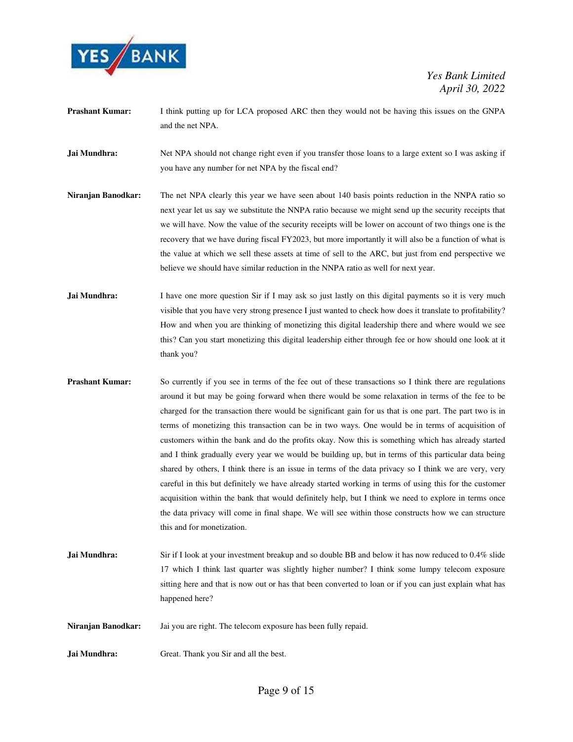**Prashant Kumar:** I think putting up for LCA proposed ARC then they would not be having this issues on the GNPA and the net NPA.

**Jai Mundhra:** Net NPA should not change right even if you transfer those loans to a large extent so I was asking if you have any number for net NPA by the fiscal end?

**Niranjan Banodkar:** The net NPA clearly this year we have seen about 140 basis points reduction in the NNPA ratio so next year let us say we substitute the NNPA ratio because we might send up the security receipts that we will have. Now the value of the security receipts will be lower on account of two things one is the recovery that we have during fiscal FY2023, but more importantly it will also be a function of what is the value at which we sell these assets at time of sell to the ARC, but just from end perspective we believe we should have similar reduction in the NNPA ratio as well for next year.

**Jai Mundhra:** I have one more question Sir if I may ask so just lastly on this digital payments so it is very much visible that you have very strong presence I just wanted to check how does it translate to profitability? How and when you are thinking of monetizing this digital leadership there and where would we see this? Can you start monetizing this digital leadership either through fee or how should one look at it thank you?

**Prashant Kumar:** So currently if you see in terms of the fee out of these transactions so I think there are regulations around it but may be going forward when there would be some relaxation in terms of the fee to be charged for the transaction there would be significant gain for us that is one part. The part two is in terms of monetizing this transaction can be in two ways. One would be in terms of acquisition of customers within the bank and do the profits okay. Now this is something which has already started and I think gradually every year we would be building up, but in terms of this particular data being shared by others, I think there is an issue in terms of the data privacy so I think we are very, very careful in this but definitely we have already started working in terms of using this for the customer acquisition within the bank that would definitely help, but I think we need to explore in terms once the data privacy will come in final shape. We will see within those constructs how we can structure this and for monetization.

**Jai Mundhra:** Sir if I look at your investment breakup and so double BB and below it has now reduced to 0.4% slide 17 which I think last quarter was slightly higher number? I think some lumpy telecom exposure sitting here and that is now out or has that been converted to loan or if you can just explain what has happened here?

**Niranjan Banodkar:** Jai you are right. The telecom exposure has been fully repaid.

**Jai Mundhra:** Great. Thank you Sir and all the best.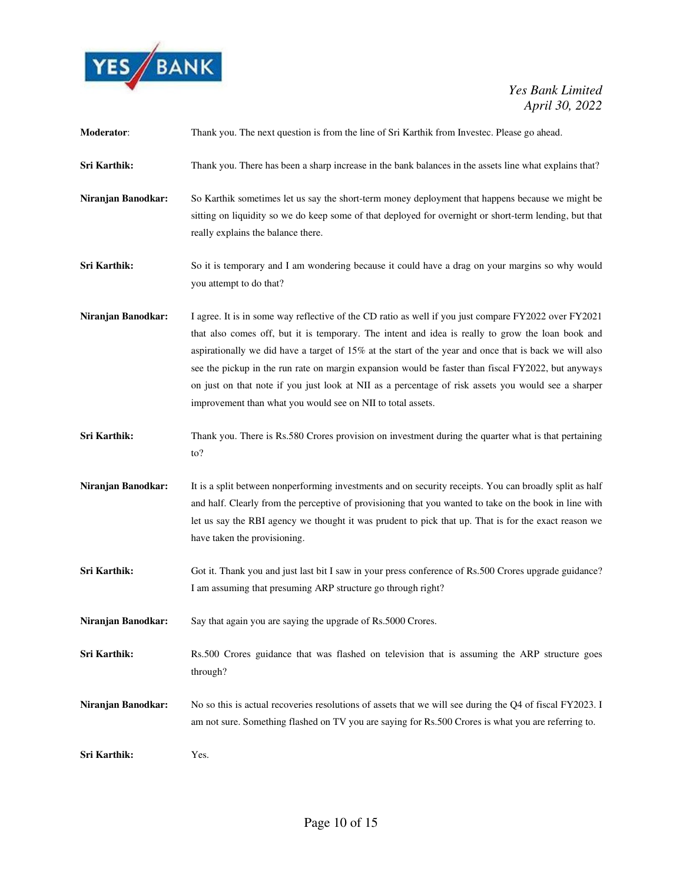**Moderator**: Thank you. The next question is from the line of Sri Karthik from Investec. Please go ahead.

**Sri Karthik:** Thank you. There has been a sharp increase in the bank balances in the assets line what explains that?

**Niranjan Banodkar:** So Karthik sometimes let us say the short-term money deployment that happens because we might be sitting on liquidity so we do keep some of that deployed for overnight or short-term lending, but that really explains the balance there.

**Sri Karthik:** So it is temporary and I am wondering because it could have a drag on your margins so why would you attempt to do that?

**Niranjan Banodkar:** I agree. It is in some way reflective of the CD ratio as well if you just compare FY2022 over FY2021 that also comes off, but it is temporary. The intent and idea is really to grow the loan book and aspirationally we did have a target of 15% at the start of the year and once that is back we will also see the pickup in the run rate on margin expansion would be faster than fiscal FY2022, but anyways on just on that note if you just look at NII as a percentage of risk assets you would see a sharper improvement than what you would see on NII to total assets.

**Sri Karthik:** Thank you. There is Rs.580 Crores provision on investment during the quarter what is that pertaining to?

**Niranjan Banodkar:** It is a split between nonperforming investments and on security receipts. You can broadly split as half and half. Clearly from the perceptive of provisioning that you wanted to take on the book in line with let us say the RBI agency we thought it was prudent to pick that up. That is for the exact reason we have taken the provisioning.

**Sri Karthik:** Got it. Thank you and just last bit I saw in your press conference of Rs.500 Crores upgrade guidance? I am assuming that presuming ARP structure go through right?

**Niranjan Banodkar:** Say that again you are saying the upgrade of Rs.5000 Crores.

**Sri Karthik:** Rs.500 Crores guidance that was flashed on television that is assuming the ARP structure goes through?

**Niranjan Banodkar:** No so this is actual recoveries resolutions of assets that we will see during the Q4 of fiscal FY2023. I am not sure. Something flashed on TV you are saying for Rs.500 Crores is what you are referring to.

**Sri Karthik:** Yes.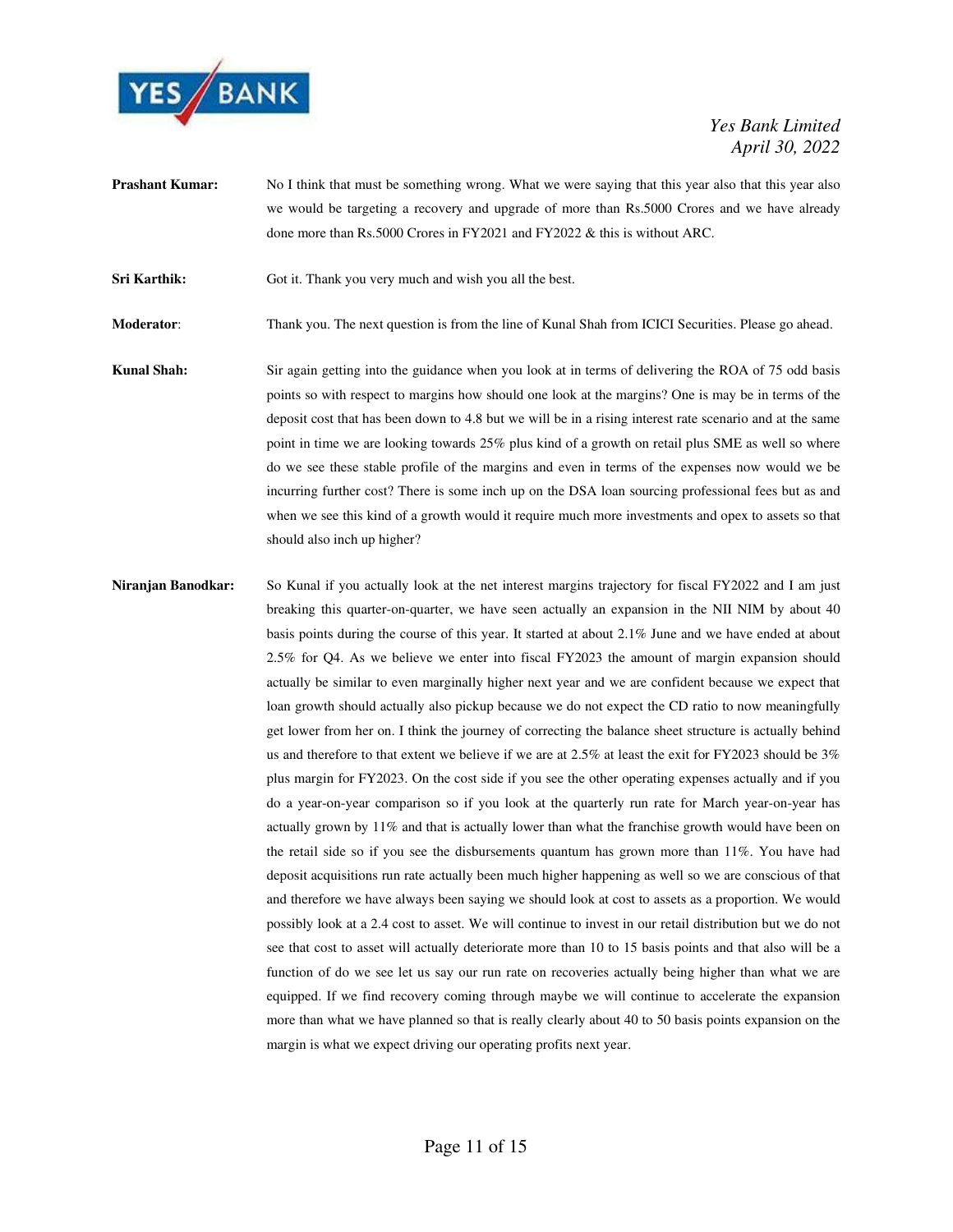**Prashant Kumar:** No I think that must be something wrong. What we were saying that this year also that this year also we would be targeting a recovery and upgrade of more than Rs.5000 Crores and we have already done more than Rs.5000 Crores in FY2021 and FY2022 & this is without ARC.

**Sri Karthik:** Got it. Thank you very much and wish you all the best.

**Moderator**: Thank you. The next question is from the line of Kunal Shah from ICICI Securities. Please go ahead.

**Kunal Shah:** Sir again getting into the guidance when you look at in terms of delivering the ROA of 75 odd basis points so with respect to margins how should one look at the margins? One is may be in terms of the deposit cost that has been down to 4.8 but we will be in a rising interest rate scenario and at the same point in time we are looking towards 25% plus kind of a growth on retail plus SME as well so where do we see these stable profile of the margins and even in terms of the expenses now would we be incurring further cost? There is some inch up on the DSA loan sourcing professional fees but as and when we see this kind of a growth would it require much more investments and opex to assets so that should also inch up higher?

**Niranjan Banodkar:** So Kunal if you actually look at the net interest margins trajectory for fiscal FY2022 and I am just breaking this quarter-on-quarter, we have seen actually an expansion in the NII NIM by about 40 basis points during the course of this year. It started at about 2.1% June and we have ended at about 2.5% for Q4. As we believe we enter into fiscal FY2023 the amount of margin expansion should actually be similar to even marginally higher next year and we are confident because we expect that loan growth should actually also pickup because we do not expect the CD ratio to now meaningfully get lower from her on. I think the journey of correcting the balance sheet structure is actually behind us and therefore to that extent we believe if we are at 2.5% at least the exit for FY2023 should be 3% plus margin for FY2023. On the cost side if you see the other operating expenses actually and if you do a year-on-year comparison so if you look at the quarterly run rate for March year-on-year has actually grown by 11% and that is actually lower than what the franchise growth would have been on the retail side so if you see the disbursements quantum has grown more than 11%. You have had deposit acquisitions run rate actually been much higher happening as well so we are conscious of that and therefore we have always been saying we should look at cost to assets as a proportion. We would possibly look at a 2.4 cost to asset. We will continue to invest in our retail distribution but we do not see that cost to asset will actually deteriorate more than 10 to 15 basis points and that also will be a function of do we see let us say our run rate on recoveries actually being higher than what we are equipped. If we find recovery coming through maybe we will continue to accelerate the expansion more than what we have planned so that is really clearly about 40 to 50 basis points expansion on the margin is what we expect driving our operating profits next year.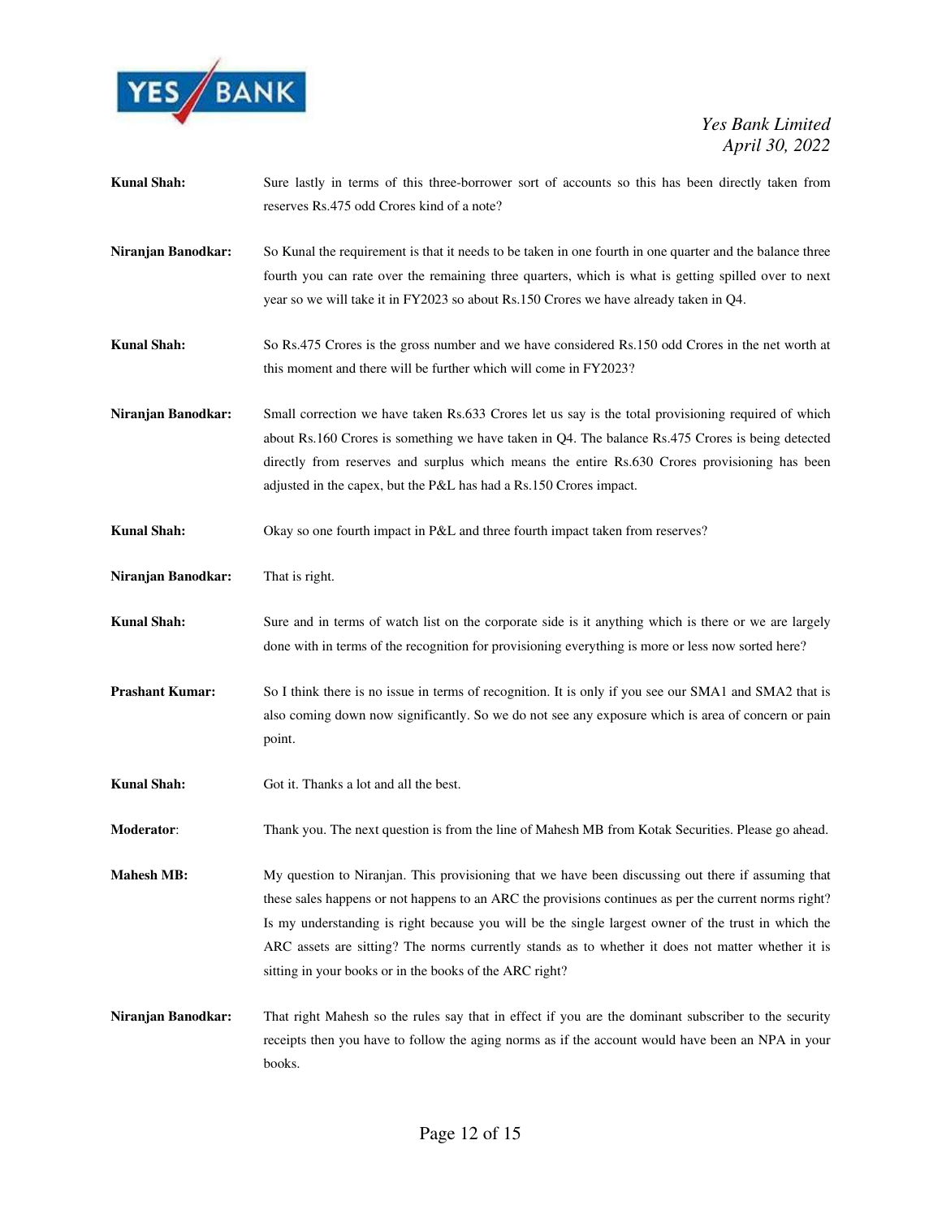**Kunal Shah:** Sure lastly in terms of this three-borrower sort of accounts so this has been directly taken from reserves Rs.475 odd Crores kind of a note?

**Niranjan Banodkar:** So Kunal the requirement is that it needs to be taken in one fourth in one quarter and the balance three fourth you can rate over the remaining three quarters, which is what is getting spilled over to next year so we will take it in FY2023 so about Rs.150 Crores we have already taken in Q4.

**Kunal Shah:** So Rs.475 Crores is the gross number and we have considered Rs.150 odd Crores in the net worth at this moment and there will be further which will come in FY2023?

**Niranjan Banodkar:** Small correction we have taken Rs.633 Crores let us say is the total provisioning required of which about Rs.160 Crores is something we have taken in Q4. The balance Rs.475 Crores is being detected directly from reserves and surplus which means the entire Rs.630 Crores provisioning has been adjusted in the capex, but the P&L has had a Rs.150 Crores impact.

**Kunal Shah:** Okay so one fourth impact in P&L and three fourth impact taken from reserves?

**Niranjan Banodkar:** That is right.

**Kunal Shah:** Sure and in terms of watch list on the corporate side is it anything which is there or we are largely done with in terms of the recognition for provisioning everything is more or less now sorted here?

**Prashant Kumar:** So I think there is no issue in terms of recognition. It is only if you see our SMA1 and SMA2 that is also coming down now significantly. So we do not see any exposure which is area of concern or pain point.

**Kunal Shah:** Got it. Thanks a lot and all the best.

**Moderator**: Thank you. The next question is from the line of Mahesh MB from Kotak Securities. Please go ahead.

**Mahesh MB:** My question to Niranjan. This provisioning that we have been discussing out there if assuming that these sales happens or not happens to an ARC the provisions continues as per the current norms right? Is my understanding is right because you will be the single largest owner of the trust in which the ARC assets are sitting? The norms currently stands as to whether it does not matter whether it is sitting in your books or in the books of the ARC right?

**Niranjan Banodkar:** That right Mahesh so the rules say that in effect if you are the dominant subscriber to the security receipts then you have to follow the aging norms as if the account would have been an NPA in your books.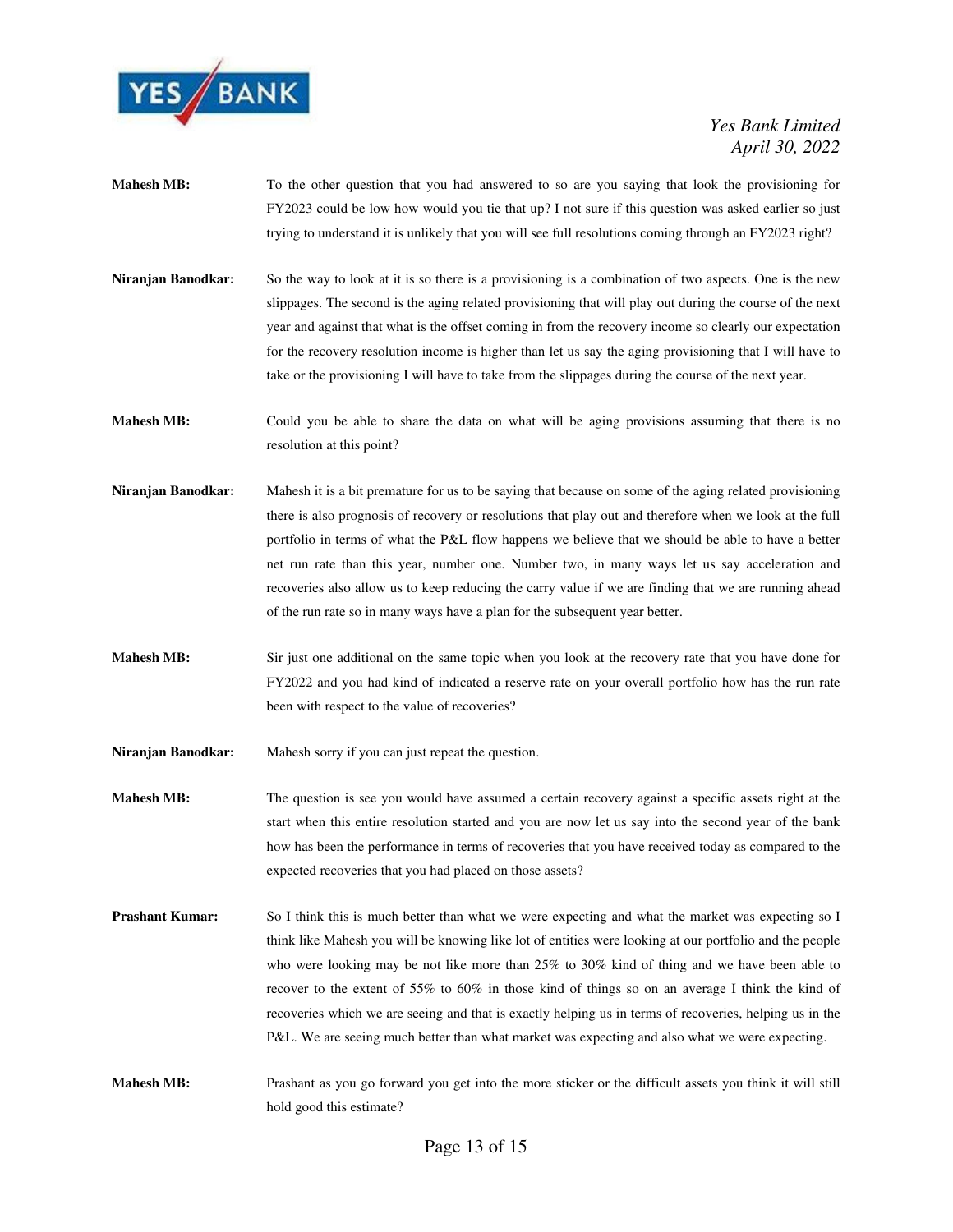**Mahesh MB:** To the other question that you had answered to so are you saying that look the provisioning for FY2023 could be low how would you tie that up? I not sure if this question was asked earlier so just trying to understand it is unlikely that you will see full resolutions coming through an FY2023 right?

**Niranjan Banodkar:** So the way to look at it is so there is a provisioning is a combination of two aspects. One is the new slippages. The second is the aging related provisioning that will play out during the course of the next year and against that what is the offset coming in from the recovery income so clearly our expectation for the recovery resolution income is higher than let us say the aging provisioning that I will have to take or the provisioning I will have to take from the slippages during the course of the next year.

**Mahesh MB:** Could you be able to share the data on what will be aging provisions assuming that there is no resolution at this point?

**Niranjan Banodkar:** Mahesh it is a bit premature for us to be saying that because on some of the aging related provisioning there is also prognosis of recovery or resolutions that play out and therefore when we look at the full portfolio in terms of what the P&L flow happens we believe that we should be able to have a better net run rate than this year, number one. Number two, in many ways let us say acceleration and recoveries also allow us to keep reducing the carry value if we are finding that we are running ahead of the run rate so in many ways have a plan for the subsequent year better.

**Mahesh MB:** Sir just one additional on the same topic when you look at the recovery rate that you have done for FY2022 and you had kind of indicated a reserve rate on your overall portfolio how has the run rate been with respect to the value of recoveries?

**Niranjan Banodkar:** Mahesh sorry if you can just repeat the question.

**Mahesh MB:** The question is see you would have assumed a certain recovery against a specific assets right at the start when this entire resolution started and you are now let us say into the second year of the bank how has been the performance in terms of recoveries that you have received today as compared to the expected recoveries that you had placed on those assets?

**Prashant Kumar:** So I think this is much better than what we were expecting and what the market was expecting so I think like Mahesh you will be knowing like lot of entities were looking at our portfolio and the people who were looking may be not like more than 25% to 30% kind of thing and we have been able to recover to the extent of 55% to 60% in those kind of things so on an average I think the kind of recoveries which we are seeing and that is exactly helping us in terms of recoveries, helping us in the P&L. We are seeing much better than what market was expecting and also what we were expecting.

**Mahesh MB:** Prashant as you go forward you get into the more sticker or the difficult assets you think it will still hold good this estimate?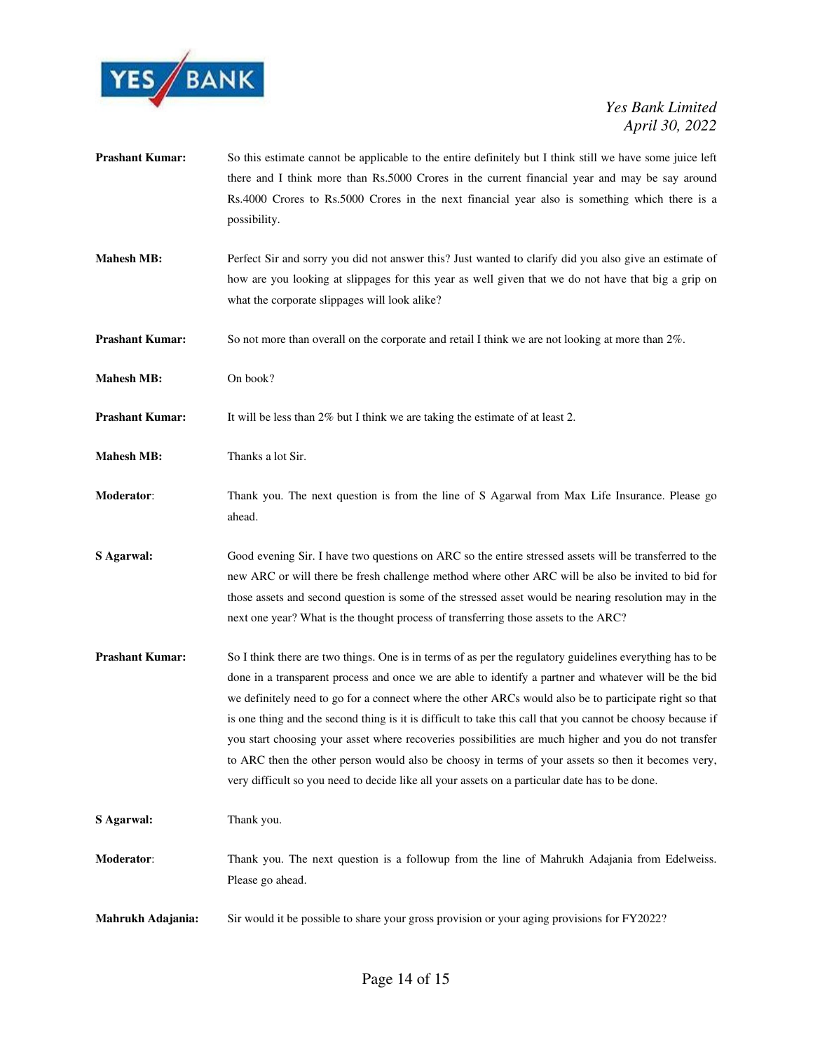**Prashant Kumar:** So this estimate cannot be applicable to the entire definitely but I think still we have some juice left there and I think more than Rs.5000 Crores in the current financial year and may be say around Rs.4000 Crores to Rs.5000 Crores in the next financial year also is something which there is a possibility.

**Mahesh MB:** Perfect Sir and sorry you did not answer this? Just wanted to clarify did you also give an estimate of how are you looking at slippages for this year as well given that we do not have that big a grip on what the corporate slippages will look alike?

**Prashant Kumar:** So not more than overall on the corporate and retail I think we are not looking at more than 2%.

**Mahesh MB:** On book?

**Prashant Kumar:** It will be less than 2% but I think we are taking the estimate of at least 2.

**Mahesh MB:** Thanks a lot Sir.

**Moderator**: Thank you. The next question is from the line of S Agarwal from Max Life Insurance. Please go ahead.

**S Agarwal:** Good evening Sir. I have two questions on ARC so the entire stressed assets will be transferred to the new ARC or will there be fresh challenge method where other ARC will be also be invited to bid for those assets and second question is some of the stressed asset would be nearing resolution may in the next one year? What is the thought process of transferring those assets to the ARC?

**Prashant Kumar:** So I think there are two things. One is in terms of as per the regulatory guidelines everything has to be done in a transparent process and once we are able to identify a partner and whatever will be the bid we definitely need to go for a connect where the other ARCs would also be to participate right so that is one thing and the second thing is it is difficult to take this call that you cannot be choosy because if you start choosing your asset where recoveries possibilities are much higher and you do not transfer to ARC then the other person would also be choosy in terms of your assets so then it becomes very, very difficult so you need to decide like all your assets on a particular date has to be done.

**S Agarwal:** Thank you.

**Moderator**: Thank you. The next question is a followup from the line of Mahrukh Adajania from Edelweiss. Please go ahead.

**Mahrukh Adajania:** Sir would it be possible to share your gross provision or your aging provisions for FY2022?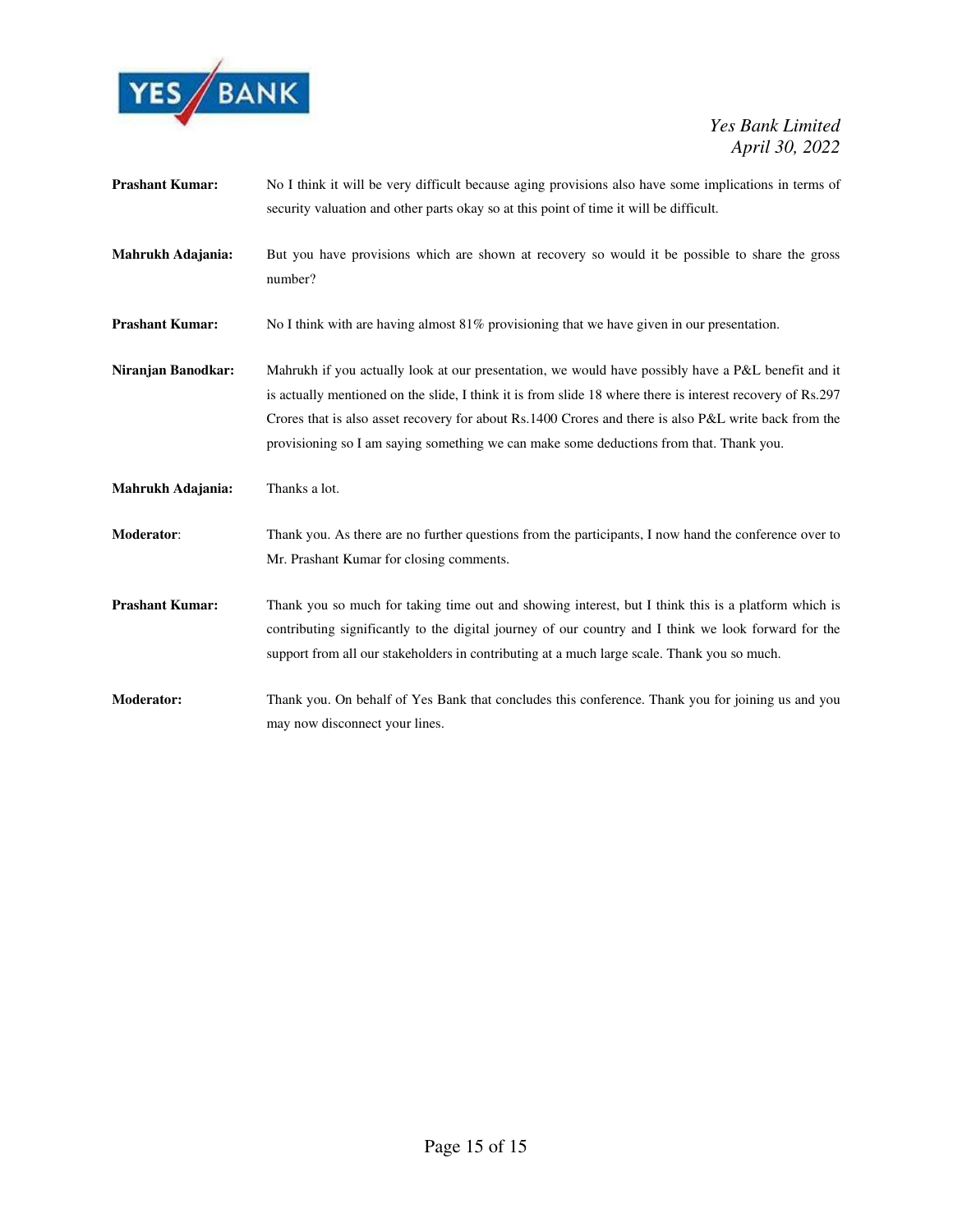**Prashant Kumar:** No I think it will be very difficult because aging provisions also have some implications in terms of security valuation and other parts okay so at this point of time it will be difficult.

**Mahrukh Adajania:** But you have provisions which are shown at recovery so would it be possible to share the gross number?

**Prashant Kumar:** No I think with are having almost 81% provisioning that we have given in our presentation.

**Niranjan Banodkar:** Mahrukh if you actually look at our presentation, we would have possibly have a P&L benefit and it is actually mentioned on the slide, I think it is from slide 18 where there is interest recovery of Rs.297 Crores that is also asset recovery for about Rs.1400 Crores and there is also P&L write back from the provisioning so I am saying something we can make some deductions from that. Thank you.

**Mahrukh Adajania:** Thanks a lot.

**Moderator**: Thank you. As there are no further questions from the participants, I now hand the conference over to Mr. Prashant Kumar for closing comments.

**Prashant Kumar:** Thank you so much for taking time out and showing interest, but I think this is a platform which is contributing significantly to the digital journey of our country and I think we look forward for the support from all our stakeholders in contributing at a much large scale. Thank you so much.

**Moderator:** Thank you. On behalf of Yes Bank that concludes this conference. Thank you for joining us and you may now disconnect your lines.